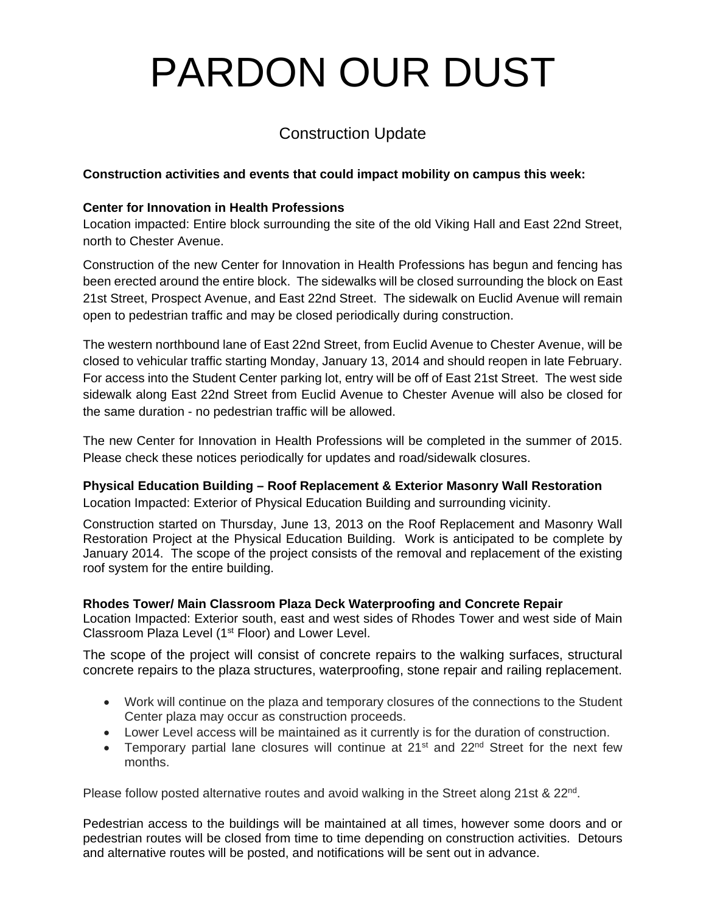# PARDON OUR DUST

## Construction Update

**Construction activities and events that could impact mobility on campus this week:**

**Center for Innovation in Health Professions**
Location impacted: Entire block surrounding the site of the old Viking Hall and East 22nd Street, north to Chester Avenue.

Construction of the new Center for Innovation in Health Professions has begun and fencing has been erected around the entire block. The sidewalks will be closed surrounding the block on East 21st Street, Prospect Avenue, and East 22nd Street. The sidewalk on Euclid Avenue will remain open to pedestrian traffic and may be closed periodically during construction.

The western northbound lane of East 22nd Street, from Euclid Avenue to Chester Avenue, will be closed to vehicular traffic starting Monday, January 13, 2014 and should reopen in late February. For access into the Student Center parking lot, entry will be off of East 21st Street. The west side sidewalk along East 22nd Street from Euclid Avenue to Chester Avenue will also be closed for the same duration - no pedestrian traffic will be allowed.

The new Center for Innovation in Health Professions will be completed in the summer of 2015. Please check these notices periodically for updates and road/sidewalk closures.

**Physical Education Building – Roof Replacement & Exterior Masonry Wall Restoration**
Location Impacted: Exterior of Physical Education Building and surrounding vicinity.

Construction started on Thursday, June 13, 2013 on the Roof Replacement and Masonry Wall Restoration Project at the Physical Education Building. Work is anticipated to be complete by January 2014. The scope of the project consists of the removal and replacement of the existing roof system for the entire building.

**Rhodes Tower/ Main Classroom Plaza Deck Waterproofing and Concrete Repair**
Location Impacted: Exterior south, east and west sides of Rhodes Tower and west side of Main Classroom Plaza Level (1st Floor) and Lower Level.

The scope of the project will consist of concrete repairs to the walking surfaces, structural concrete repairs to the plaza structures, waterproofing, stone repair and railing replacement.

- Work will continue on the plaza and temporary closures of the connections to the Student Center plaza may occur as construction proceeds.
- Lower Level access will be maintained as it currently is for the duration of construction.
- Temporary partial lane closures will continue at 21st and 22nd Street for the next few months.

Please follow posted alternative routes and avoid walking in the Street along 21st & 22nd.

Pedestrian access to the buildings will be maintained at all times, however some doors and or pedestrian routes will be closed from time to time depending on construction activities. Detours and alternative routes will be posted, and notifications will be sent out in advance.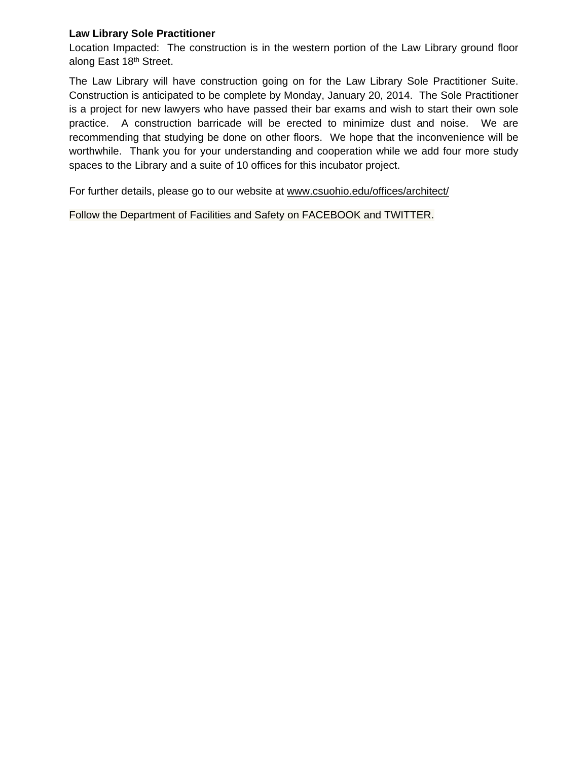**Law Library Sole Practitioner**

Location Impacted: The construction is in the western portion of the Law Library ground floor along East 18th Street.

The Law Library will have construction going on for the Law Library Sole Practitioner Suite. Construction is anticipated to be complete by Monday, January 20, 2014. The Sole Practitioner is a project for new lawyers who have passed their bar exams and wish to start their own sole practice. A construction barricade will be erected to minimize dust and noise. We are recommending that studying be done on other floors. We hope that the inconvenience will be worthwhile. Thank you for your understanding and cooperation while we add four more study spaces to the Library and a suite of 10 offices for this incubator project.

For further details, please go to our website at www.csuohio.edu/offices/architect/

Follow the Department of Facilities and Safety on FACEBOOK and TWITTER.